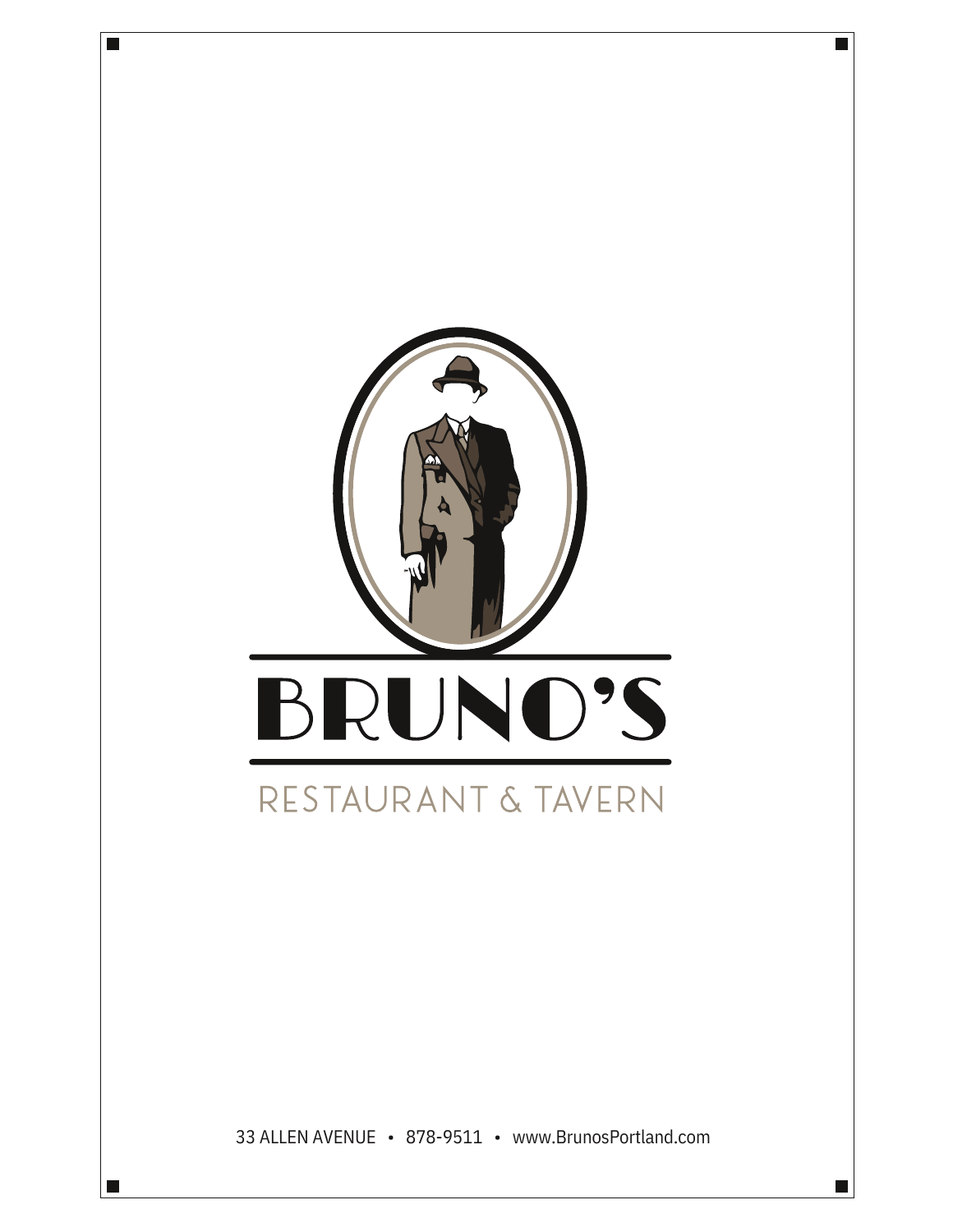# BRUNO'S

RESTAURANT & TAVERN

33 ALLEN AVENUE • 878-9511 • www.BrunosPortland.com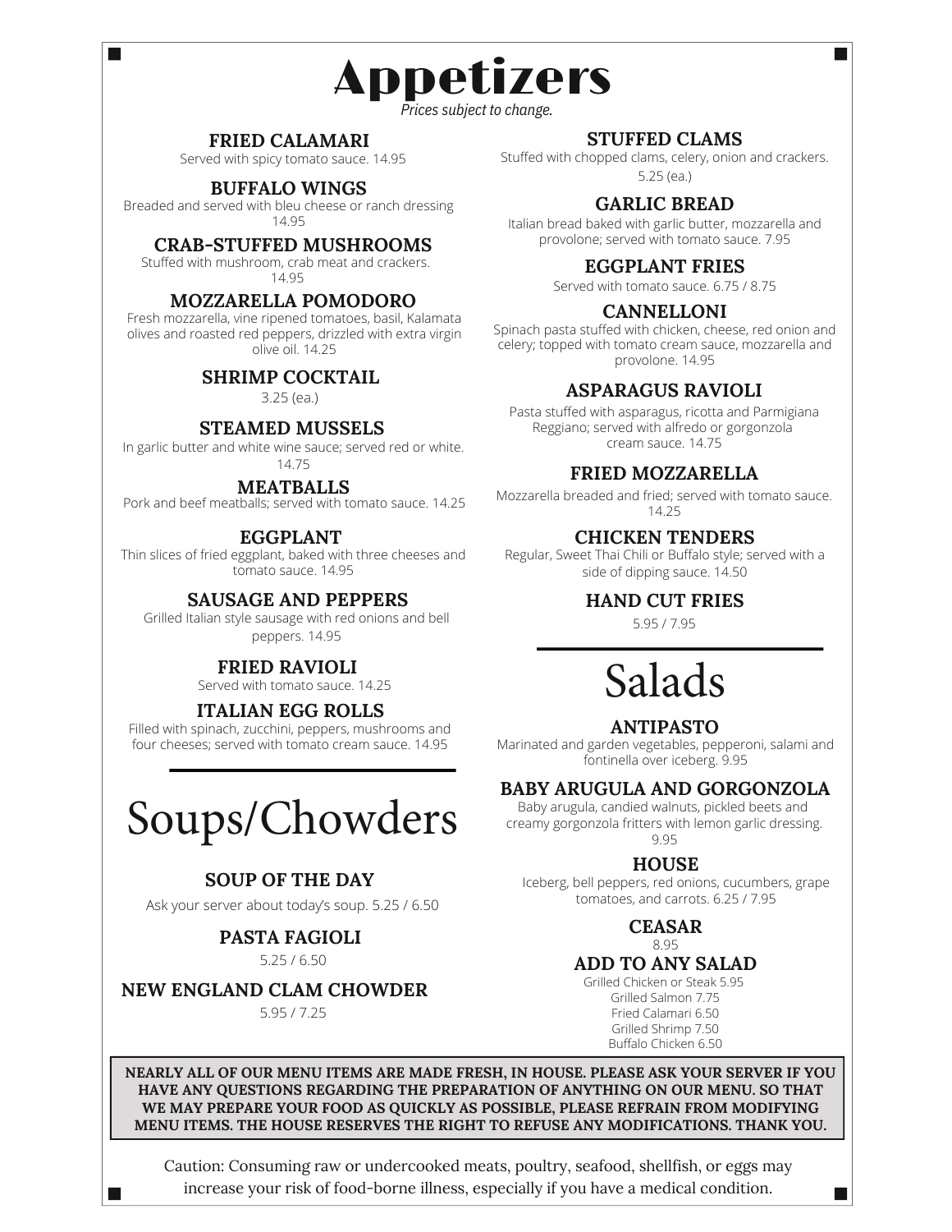# Appetizers

*Prices subject to change.*

### FRIED CALAMARI
Served with spicy tomato sauce. 14.95

### BUFFALO WINGS
Breaded and served with bleu cheese or ranch dressing 14.95

### CRAB-STUFFED MUSHROOMS
Stuffed with mushroom, crab meat and crackers. 14.95

### MOZZARELLA POMODORO
Fresh mozzarella, vine ripened tomatoes, basil, Kalamata olives and roasted red peppers, drizzled with extra virgin olive oil. 14.25

### SHRIMP COCKTAIL
3.25 (ea.)

### STEAMED MUSSELS
In garlic butter and white wine sauce; served red or white. 14.75

### MEATBALLS
Pork and beef meatballs; served with tomato sauce. 14.25

### EGGPLANT
Thin slices of fried eggplant, baked with three cheeses and tomato sauce. 14.95

### SAUSAGE AND PEPPERS
Grilled Italian style sausage with red onions and bell peppers. 14.95

### FRIED RAVIOLI
Served with tomato sauce. 14.25

### ITALIAN EGG ROLLS
Filled with spinach, zucchini, peppers, mushrooms and four cheeses; served with tomato cream sauce. 14.95

### STUFFED CLAMS
Stuffed with chopped clams, celery, onion and crackers. 5.25 (ea.)

### GARLIC BREAD
Italian bread baked with garlic butter, mozzarella and provolone; served with tomato sauce. 7.95

### EGGPLANT FRIES
Served with tomato sauce. 6.75 / 8.75

### CANNELLONI
Spinach pasta stuffed with chicken, cheese, red onion and celery; topped with tomato cream sauce, mozzarella and provolone. 14.95

### ASPARAGUS RAVIOLI
Pasta stuffed with asparagus, ricotta and Parmigiana Reggiano; served with alfredo or gorgonzola cream sauce. 14.75

### FRIED MOZZARELLA
Mozzarella breaded and fried; served with tomato sauce. 14.25

### CHICKEN TENDERS
Regular, Sweet Thai Chili or Buffalo style; served with a side of dipping sauce. 14.50

### HAND CUT FRIES
5.95 / 7.95

# Soups/Chowders

### SOUP OF THE DAY
Ask your server about today's soup. 5.25 / 6.50

### PASTA FAGIOLI
5.25 / 6.50

### NEW ENGLAND CLAM CHOWDER
5.95 / 7.25

# Salads

### ANTIPASTO
Marinated and garden vegetables, pepperoni, salami and fontinella over iceberg. 9.95

### BABY ARUGULA AND GORGONZOLA
Baby arugula, candied walnuts, pickled beets and creamy gorgonzola fritters with lemon garlic dressing. 9.95

### HOUSE
Iceberg, bell peppers, red onions, cucumbers, grape tomatoes, and carrots. 6.25 / 7.95

### CEASAR
8.95

### ADD TO ANY SALAD
Grilled Chicken or Steak 5.95
Grilled Salmon 7.75
Fried Calamari 6.50
Grilled Shrimp 7.50
Buffalo Chicken 6.50

**NEARLY ALL OF OUR MENU ITEMS ARE MADE FRESH, IN HOUSE. PLEASE ASK YOUR SERVER IF YOU HAVE ANY QUESTIONS REGARDING THE PREPARATION OF ANYTHING ON OUR MENU. SO THAT WE MAY PREPARE YOUR FOOD AS QUICKLY AS POSSIBLE, PLEASE REFRAIN FROM MODIFYING MENU ITEMS. THE HOUSE RESERVES THE RIGHT TO REFUSE ANY MODIFICATIONS. THANK YOU.**

Caution: Consuming raw or undercooked meats, poultry, seafood, shellfish, or eggs may increase your risk of food-borne illness, especially if you have a medical condition.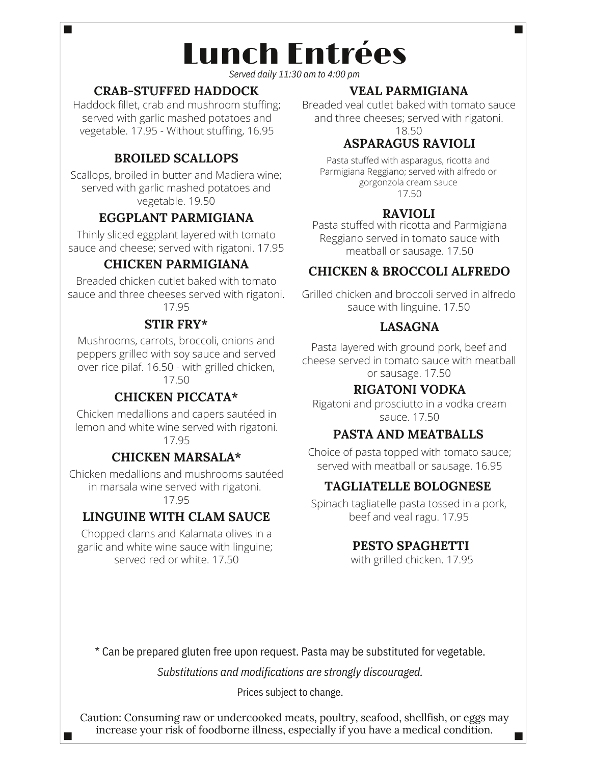# Lunch Entrées

*Served daily 11:30 am to 4:00 pm*

### CRAB-STUFFED HADDOCK

Haddock fillet, crab and mushroom stuffing; served with garlic mashed potatoes and vegetable. 17.95 - Without stuffing, 16.95

### BROILED SCALLOPS

Scallops, broiled in butter and Madiera wine; served with garlic mashed potatoes and vegetable. 19.50

### EGGPLANT PARMIGIANA

Thinly sliced eggplant layered with tomato sauce and cheese; served with rigatoni. 17.95

### CHICKEN PARMIGIANA

Breaded chicken cutlet baked with tomato sauce and three cheeses served with rigatoni. 17.95

### STIR FRY*

Mushrooms, carrots, broccoli, onions and peppers grilled with soy sauce and served over rice pilaf. 16.50 - with grilled chicken, 17.50

### CHICKEN PICCATA*

Chicken medallions and capers sautéed in lemon and white wine served with rigatoni. 17.95

### CHICKEN MARSALA*

Chicken medallions and mushrooms sautéed in marsala wine served with rigatoni. 17.95

### LINGUINE WITH CLAM SAUCE

Chopped clams and Kalamata olives in a garlic and white wine sauce with linguine; served red or white. 17.50

### VEAL PARMIGIANA

Breaded veal cutlet baked with tomato sauce and three cheeses; served with rigatoni. 18.50

### ASPARAGUS RAVIOLI

Pasta stuffed with asparagus, ricotta and Parmigiana Reggiano; served with alfredo or gorgonzola cream sauce 17.50

### RAVIOLI

Pasta stuffed with ricotta and Parmigiana Reggiano served in tomato sauce with meatball or sausage. 17.50

### CHICKEN & BROCCOLI ALFREDO

Grilled chicken and broccoli served in alfredo sauce with linguine. 17.50

### LASAGNA

Pasta layered with ground pork, beef and cheese served in tomato sauce with meatball or sausage. 17.50

### RIGATONI VODKA

Rigatoni and prosciutto in a vodka cream sauce. 17.50

### PASTA AND MEATBALLS

Choice of pasta topped with tomato sauce; served with meatball or sausage. 16.95

### TAGLIATELLE BOLOGNESE

Spinach tagliatelle pasta tossed in a pork, beef and veal ragu. 17.95

### PESTO SPAGHETTI

with grilled chicken. 17.95

* Can be prepared gluten free upon request. Pasta may be substituted for vegetable.

*Substitutions and modifications are strongly discouraged.*

Prices subject to change.

Caution: Consuming raw or undercooked meats, poultry, seafood, shellfish, or eggs may increase your risk of foodborne illness, especially if you have a medical condition.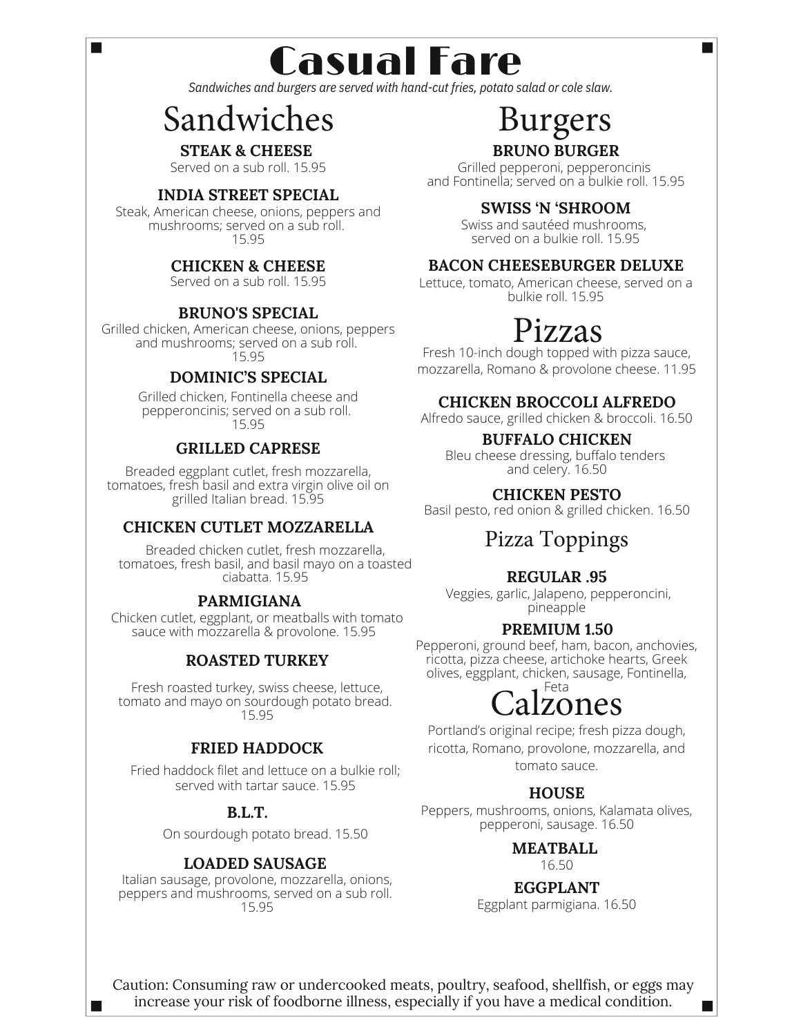# Casual Fare

*Sandwiches and burgers are served with hand-cut fries, potato salad or cole slaw.*

## Sandwiches

**STEAK & CHEESE**
Served on a sub roll. 15.95

**INDIA STREET SPECIAL**
Steak, American cheese, onions, peppers and mushrooms; served on a sub roll. 15.95

**CHICKEN & CHEESE**
Served on a sub roll. 15.95

**BRUNO'S SPECIAL**
Grilled chicken, American cheese, onions, peppers and mushrooms; served on a sub roll. 15.95

**DOMINIC'S SPECIAL**
Grilled chicken, Fontinella cheese and pepperoncinis; served on a sub roll. 15.95

**GRILLED CAPRESE**
Breaded eggplant cutlet, fresh mozzarella, tomatoes, fresh basil and extra virgin olive oil on grilled Italian bread. 15.95

**CHICKEN CUTLET MOZZARELLA**
Breaded chicken cutlet, fresh mozzarella, tomatoes, fresh basil, and basil mayo on a toasted ciabatta. 15.95

**PARMIGIANA**
Chicken cutlet, eggplant, or meatballs with tomato sauce with mozzarella & provolone. 15.95

**ROASTED TURKEY**
Fresh roasted turkey, swiss cheese, lettuce, tomato and mayo on sourdough potato bread. 15.95

**FRIED HADDOCK**
Fried haddock filet and lettuce on a bulkie roll; served with tartar sauce. 15.95

**B.L.T.**
On sourdough potato bread. 15.50

**LOADED SAUSAGE**
Italian sausage, provolone, mozzarella, onions, peppers and mushrooms, served on a sub roll. 15.95

## Burgers

**BRUNO BURGER**
Grilled pepperoni, pepperoncinis and Fontinella; served on a bulkie roll. 15.95

**SWISS 'N 'SHROOM**
Swiss and sautéed mushrooms, served on a bulkie roll. 15.95

**BACON CHEESEBURGER DELUXE**
Lettuce, tomato, American cheese, served on a bulkie roll. 15.95

## Pizzas

Fresh 10-inch dough topped with pizza sauce, mozzarella, Romano & provolone cheese. 11.95

**CHICKEN BROCCOLI ALFREDO**
Alfredo sauce, grilled chicken & broccoli. 16.50

**BUFFALO CHICKEN**
Bleu cheese dressing, buffalo tenders and celery. 16.50

**CHICKEN PESTO**
Basil pesto, red onion & grilled chicken. 16.50

### Pizza Toppings

**REGULAR .95**
Veggies, garlic, Jalapeno, pepperoncini, pineapple

**PREMIUM 1.50**
Pepperoni, ground beef, ham, bacon, anchovies, ricotta, pizza cheese, artichoke hearts, Greek olives, eggplant, chicken, sausage, Fontinella, Feta

## Calzones

Portland's original recipe; fresh pizza dough, ricotta, Romano, provolone, mozzarella, and tomato sauce.

**HOUSE**
Peppers, mushrooms, onions, Kalamata olives, pepperoni, sausage. 16.50

**MEATBALL**
16.50

**EGGPLANT**
Eggplant parmigiana. 16.50

Caution: Consuming raw or undercooked meats, poultry, seafood, shellfish, or eggs may increase your risk of foodborne illness, especially if you have a medical condition.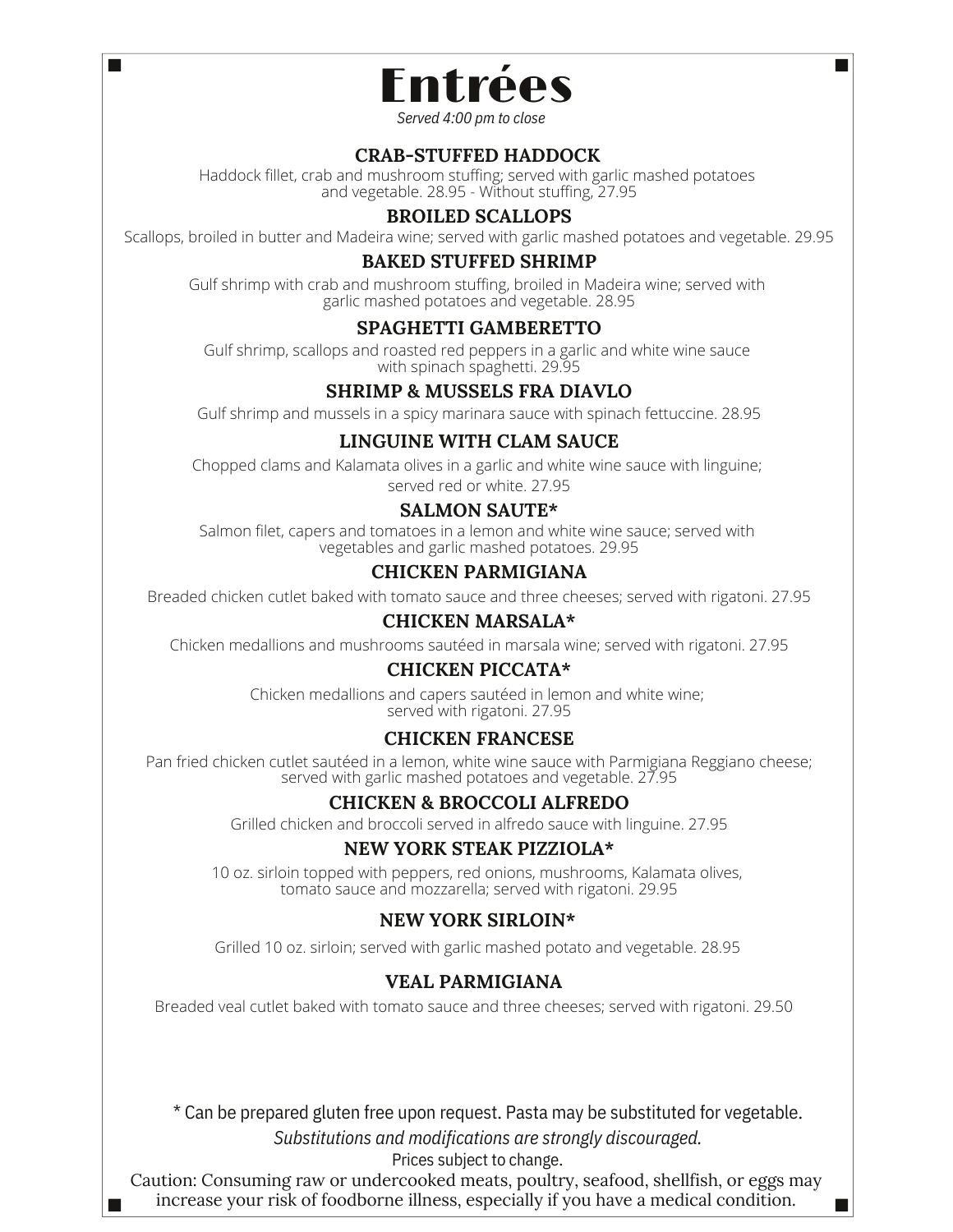# Entrées

*Served 4:00 pm to close*

### CRAB-STUFFED HADDOCK

Haddock fillet, crab and mushroom stuffing; served with garlic mashed potatoes and vegetable. 28.95 - Without stuffing, 27.95

### BROILED SCALLOPS

Scallops, broiled in butter and Madeira wine; served with garlic mashed potatoes and vegetable. 29.95

### BAKED STUFFED SHRIMP

Gulf shrimp with crab and mushroom stuffing, broiled in Madeira wine; served with garlic mashed potatoes and vegetable. 28.95

### SPAGHETTI GAMBERETTO

Gulf shrimp, scallops and roasted red peppers in a garlic and white wine sauce with spinach spaghetti. 29.95

### SHRIMP & MUSSELS FRA DIAVLO

Gulf shrimp and mussels in a spicy marinara sauce with spinach fettuccine. 28.95

### LINGUINE WITH CLAM SAUCE

Chopped clams and Kalamata olives in a garlic and white wine sauce with linguine; served red or white. 27.95

### SALMON SAUTE*

Salmon filet, capers and tomatoes in a lemon and white wine sauce; served with vegetables and garlic mashed potatoes. 29.95

### CHICKEN PARMIGIANA

Breaded chicken cutlet baked with tomato sauce and three cheeses; served with rigatoni. 27.95

### CHICKEN MARSALA*

Chicken medallions and mushrooms sautéed in marsala wine; served with rigatoni. 27.95

### CHICKEN PICCATA*

Chicken medallions and capers sautéed in lemon and white wine; served with rigatoni. 27.95

### CHICKEN FRANCESE

Pan fried chicken cutlet sautéed in a lemon, white wine sauce with Parmigiana Reggiano cheese; served with garlic mashed potatoes and vegetable. 27.95

### CHICKEN & BROCCOLI ALFREDO

Grilled chicken and broccoli served in alfredo sauce with linguine. 27.95

### NEW YORK STEAK PIZZIOLA*

10 oz. sirloin topped with peppers, red onions, mushrooms, Kalamata olives, tomato sauce and mozzarella; served with rigatoni. 29.95

### NEW YORK SIRLOIN*

Grilled 10 oz. sirloin; served with garlic mashed potato and vegetable. 28.95

### VEAL PARMIGIANA

Breaded veal cutlet baked with tomato sauce and three cheeses; served with rigatoni. 29.50

* Can be prepared gluten free upon request. Pasta may be substituted for vegetable.

*Substitutions and modifications are strongly discouraged.*

Prices subject to change.

Caution: Consuming raw or undercooked meats, poultry, seafood, shellfish, or eggs may increase your risk of foodborne illness, especially if you have a medical condition.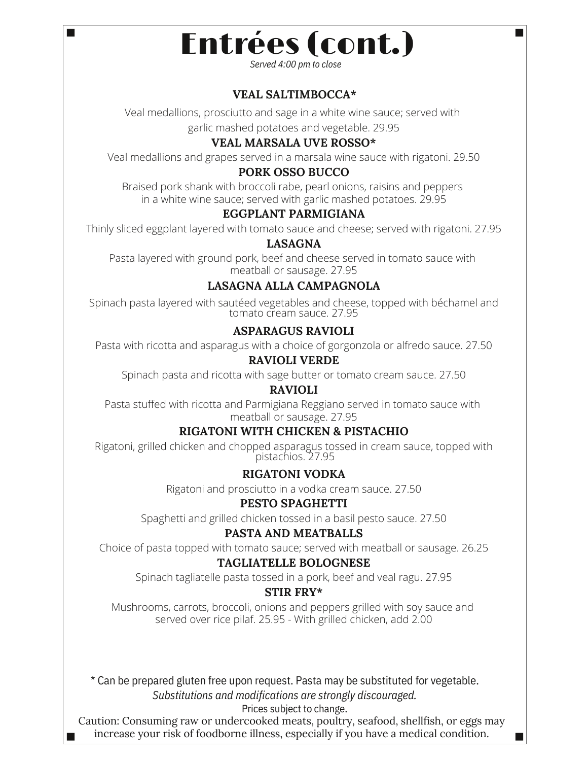# Entrées (cont.)

*Served 4:00 pm to close*

### VEAL SALTIMBOCCA*

Veal medallions, prosciutto and sage in a white wine sauce; served with garlic mashed potatoes and vegetable. 29.95

### VEAL MARSALA UVE ROSSO*

Veal medallions and grapes served in a marsala wine sauce with rigatoni. 29.50

### PORK OSSO BUCCO

Braised pork shank with broccoli rabe, pearl onions, raisins and peppers in a white wine sauce; served with garlic mashed potatoes. 29.95

### EGGPLANT PARMIGIANA

Thinly sliced eggplant layered with tomato sauce and cheese; served with rigatoni. 27.95

### LASAGNA

Pasta layered with ground pork, beef and cheese served in tomato sauce with meatball or sausage. 27.95

### LASAGNA ALLA CAMPAGNOLA

Spinach pasta layered with sautéed vegetables and cheese, topped with béchamel and tomato cream sauce. 27.95

### ASPARAGUS RAVIOLI

Pasta with ricotta and asparagus with a choice of gorgonzola or alfredo sauce. 27.50

### RAVIOLI VERDE

Spinach pasta and ricotta with sage butter or tomato cream sauce. 27.50

### RAVIOLI

Pasta stuffed with ricotta and Parmigiana Reggiano served in tomato sauce with meatball or sausage. 27.95

### RIGATONI WITH CHICKEN & PISTACHIO

Rigatoni, grilled chicken and chopped asparagus tossed in cream sauce, topped with pistachios. 27.95

### RIGATONI VODKA

Rigatoni and prosciutto in a vodka cream sauce. 27.50

### PESTO SPAGHETTI

Spaghetti and grilled chicken tossed in a basil pesto sauce. 27.50

### PASTA AND MEATBALLS

Choice of pasta topped with tomato sauce; served with meatball or sausage. 26.25

### TAGLIATELLE BOLOGNESE

Spinach tagliatelle pasta tossed in a pork, beef and veal ragu. 27.95

### STIR FRY*

Mushrooms, carrots, broccoli, onions and peppers grilled with soy sauce and served over rice pilaf. 25.95 - With grilled chicken, add 2.00

\* Can be prepared gluten free upon request. Pasta may be substituted for vegetable.

*Substitutions and modifications are strongly discouraged.*

Prices subject to change.

Caution: Consuming raw or undercooked meats, poultry, seafood, shellfish, or eggs may increase your risk of foodborne illness, especially if you have a medical condition.